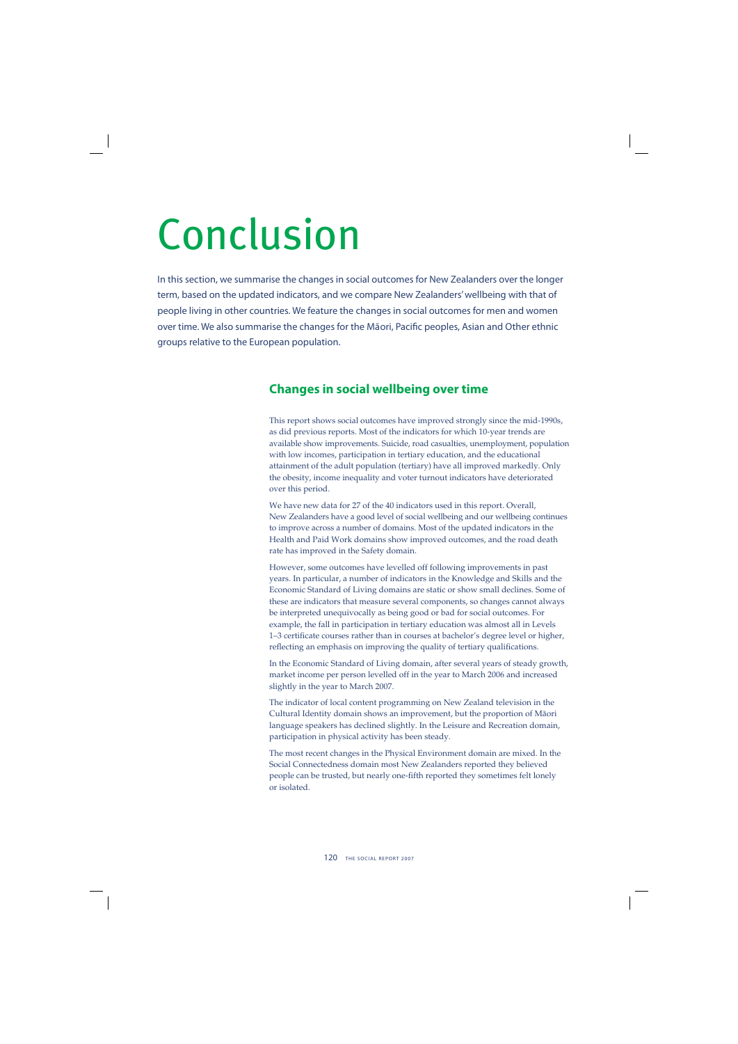# Conclusion

In this section, we summarise the changes in social outcomes for New Zealanders over the longer term, based on the updated indicators, and we compare New Zealanders' wellbeing with that of people living in other countries. We feature the changes in social outcomes for men and women over time. We also summarise the changes for the Māori, Pacific peoples, Asian and Other ethnic groups relative to the European population.

## Changes in social wellbeing over time

This report shows social outcomes have improved strongly since the mid-1990s, as did previous reports. Most of the indicators for which 10-year trends are available show improvements. Suicide, road casualties, unemployment, population with low incomes, participation in tertiary education, and the educational attainment of the adult population (tertiary) have all improved markedly. Only the obesity, income inequality and voter turnout indicators have deteriorated over this period.

We have new data for 27 of the 40 indicators used in this report. Overall, New Zealanders have a good level of social wellbeing and our wellbeing continues to improve across a number of domains. Most of the updated indicators in the Health and Paid Work domains show improved outcomes, and the road death rate has improved in the Safety domain.

However, some outcomes have levelled off following improvements in past years. In particular, a number of indicators in the Knowledge and Skills and the Economic Standard of Living domains are static or show small declines. Some of these are indicators that measure several components, so changes cannot always be interpreted unequivocally as being good or bad for social outcomes. For example, the fall in participation in tertiary education was almost all in Levels 1–3 certificate courses rather than in courses at bachelor's degree level or higher, reflecting an emphasis on improving the quality of tertiary qualifications.

In the Economic Standard of Living domain, after several years of steady growth, market income per person levelled off in the year to March 2006 and increased slightly in the year to March 2007.

The indicator of local content programming on New Zealand television in the Cultural Identity domain shows an improvement, but the proportion of Māori language speakers has declined slightly. In the Leisure and Recreation domain, participation in physical activity has been steady.

The most recent changes in the Physical Environment domain are mixed. In the Social Connectedness domain most New Zealanders reported they believed people can be trusted, but nearly one-fifth reported they sometimes felt lonely or isolated.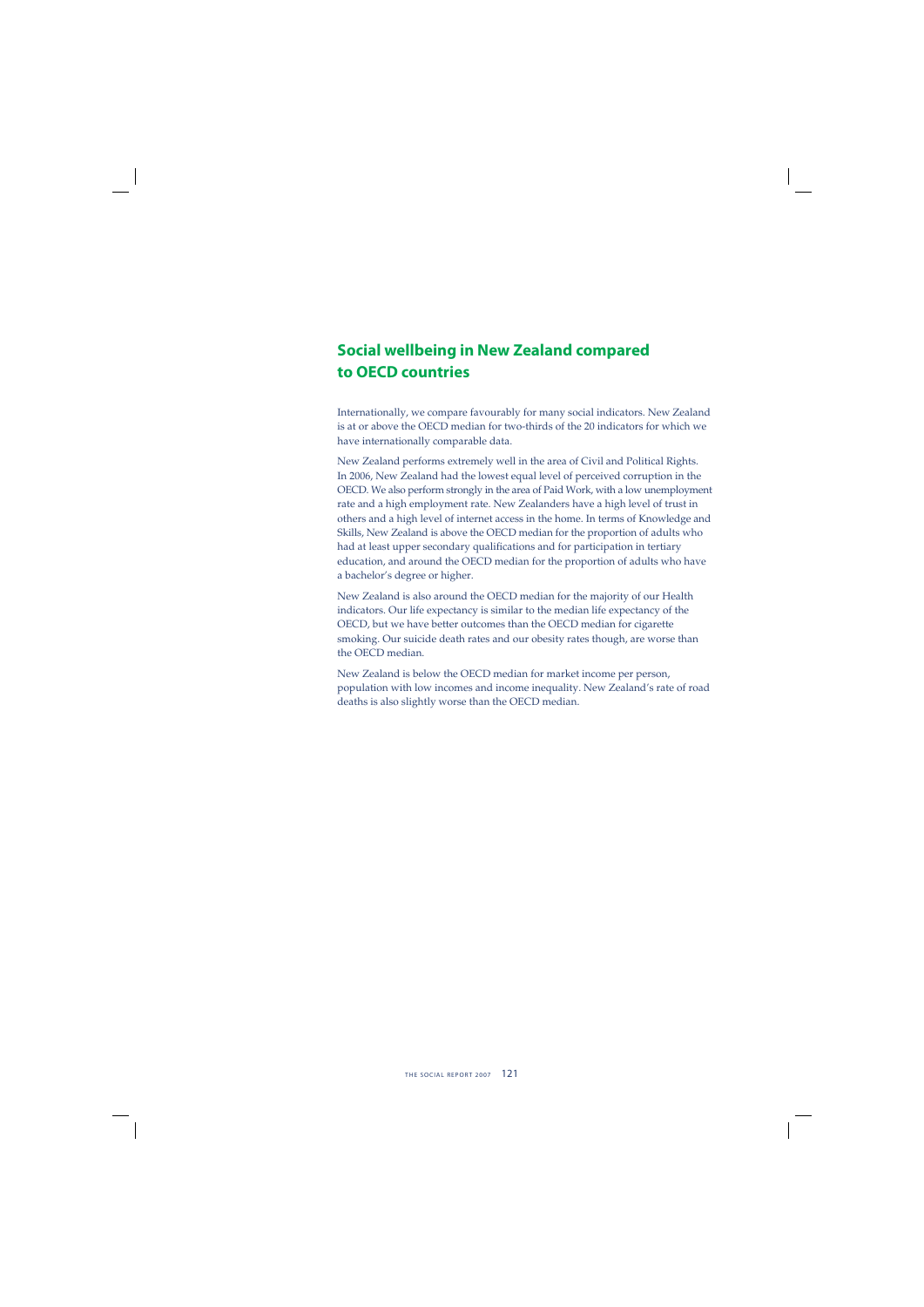# Social wellbeing in New Zealand compared to OECD countries

Internationally, we compare favourably for many social indicators. New Zealand is at or above the OECD median for two-thirds of the 20 indicators for which we have internationally comparable data.

New Zealand performs extremely well in the area of Civil and Political Rights. In 2006, New Zealand had the lowest equal level of perceived corruption in the OECD. We also perform strongly in the area of Paid Work, with a low unemployment rate and a high employment rate. New Zealanders have a high level of trust in others and a high level of internet access in the home. In terms of Knowledge and Skills, New Zealand is above the OECD median for the proportion of adults who had at least upper secondary qualifications and for participation in tertiary education, and around the OECD median for the proportion of adults who have a bachelor's degree or higher.

New Zealand is also around the OECD median for the majority of our Health indicators. Our life expectancy is similar to the median life expectancy of the OECD, but we have better outcomes than the OECD median for cigarette smoking. Our suicide death rates and our obesity rates though, are worse than the OECD median.

New Zealand is below the OECD median for market income per person, population with low incomes and income inequality. New Zealand's rate of road deaths is also slightly worse than the OECD median.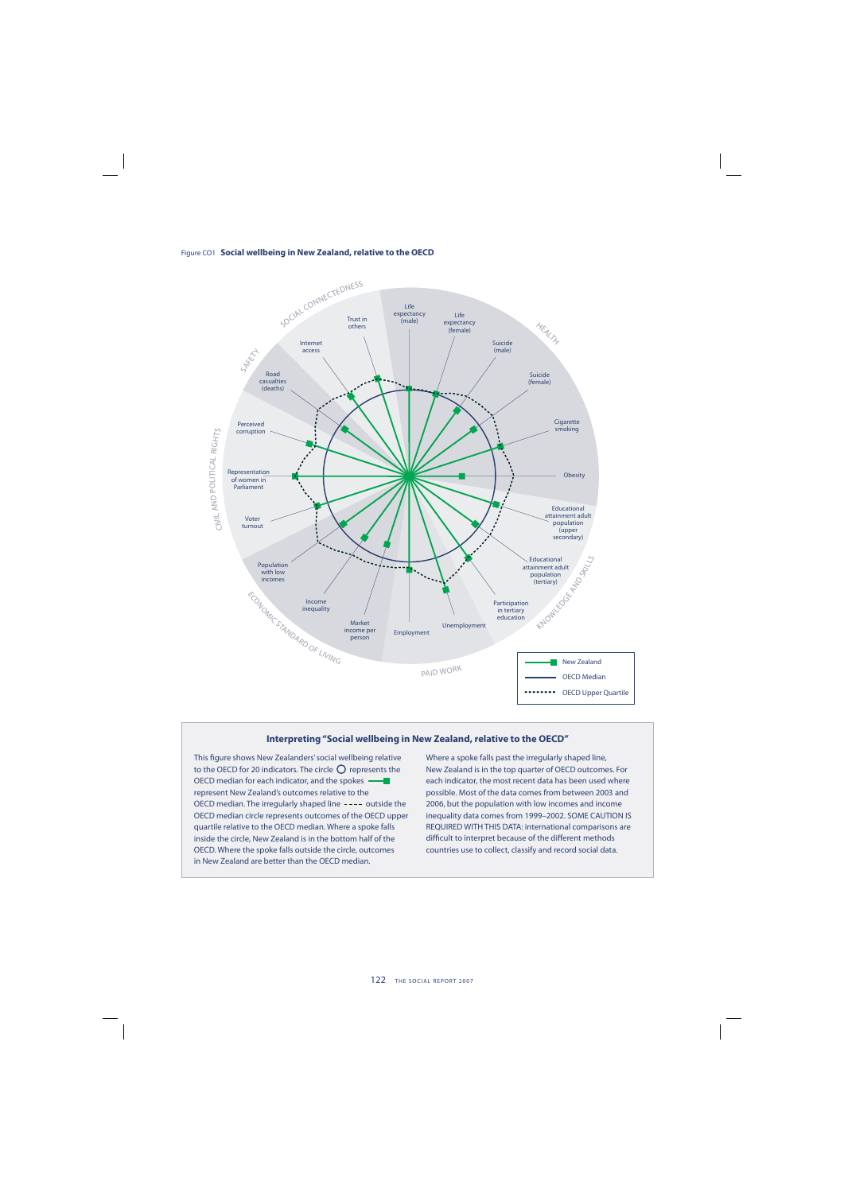Figure CO1 **Social wellbeing in New Zealand, relative to the OECD**

### Interpreting "Social wellbeing in New Zealand, relative to the OECD"

This figure shows New Zealanders' social wellbeing relative to the OECD for 20 indicators. The circle represents the OECD median for each indicator, and the spokes represent New Zealand's outcomes relative to the OECD median. The irregularly shaped line ---- outside the OECD median circle represents outcomes of the OECD upper quartile relative to the OECD median. Where a spoke falls inside the circle, New Zealand is in the bottom half of the OECD. Where the spoke falls outside the circle, outcomes in New Zealand are better than the OECD median.

Where a spoke falls past the irregularly shaped line, New Zealand is in the top quarter of OECD outcomes. For each indicator, the most recent data has been used where possible. Most of the data comes from between 2003 and 2006, but the population with low incomes and income inequality data comes from 1999–2002. SOME CAUTION IS REQUIRED WITH THIS DATA: international comparisons are difficult to interpret because of the different methods countries use to collect, classify and record social data.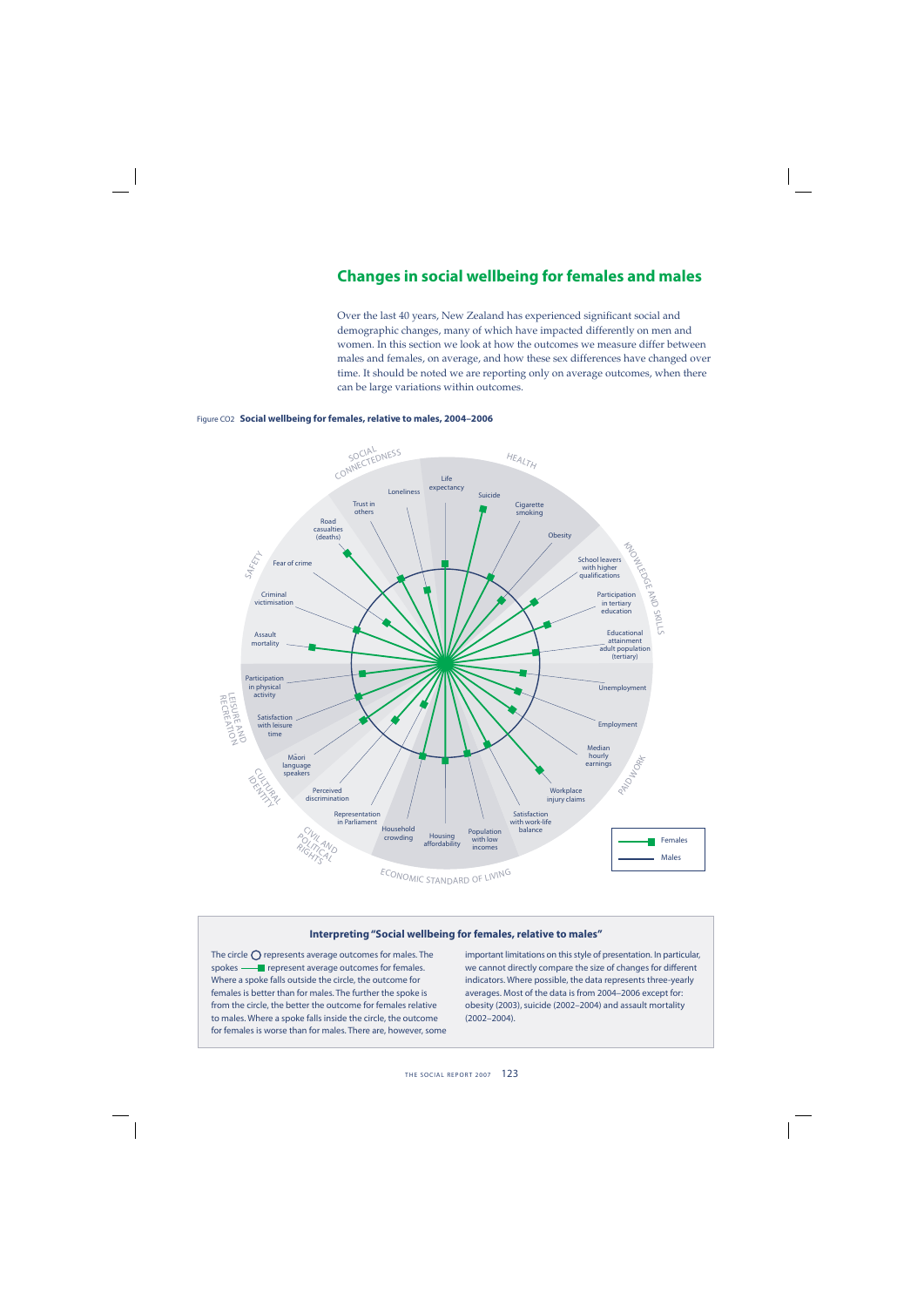# Changes in social wellbeing for females and males

Over the last 40 years, New Zealand has experienced significant social and demographic changes, many of which have impacted differently on men and women. In this section we look at how the outcomes we measure differ between males and females, on average, and how these sex differences have changed over time. It should be noted we are reporting only on average outcomes, when there can be large variations within outcomes.

Figure CO2 **Social wellbeing for females, relative to males, 2004–2006**

### Interpreting "Social wellbeing for females, relative to males"

The circle ○ represents average outcomes for males. The spokes ——■ represent average outcomes for females. Where a spoke falls outside the circle, the outcome for females is better than for males. The further the spoke is from the circle, the better the outcome for females relative to males. Where a spoke falls inside the circle, the outcome for females is worse than for males. There are, however, some important limitations on this style of presentation. In particular, we cannot directly compare the size of changes for different indicators. Where possible, the data represents three-yearly averages. Most of the data is from 2004–2006 except for: obesity (2003), suicide (2002–2004) and assault mortality (2002–2004).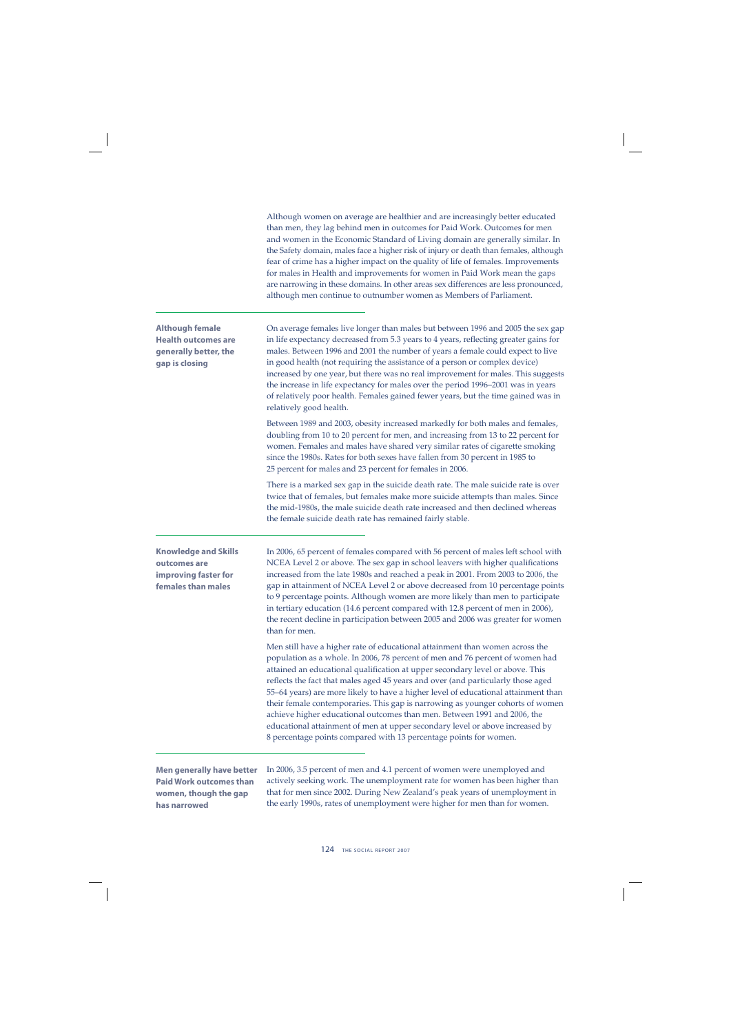Although women on average are healthier and are increasingly better educated than men, they lag behind men in outcomes for Paid Work. Outcomes for men and women in the Economic Standard of Living domain are generally similar. In the Safety domain, males face a higher risk of injury or death than females, although fear of crime has a higher impact on the quality of life of females. Improvements for males in Health and improvements for women in Paid Work mean the gaps are narrowing in these domains. In other areas sex differences are less pronounced, although men continue to outnumber women as Members of Parliament.

**Although female Health outcomes are generally better, the gap is closing**

On average females live longer than males but between 1996 and 2005 the sex gap in life expectancy decreased from 5.3 years to 4 years, reflecting greater gains for males. Between 1996 and 2001 the number of years a female could expect to live in good health (not requiring the assistance of a person or complex device) increased by one year, but there was no real improvement for males. This suggests the increase in life expectancy for males over the period 1996–2001 was in years of relatively poor health. Females gained fewer years, but the time gained was in relatively good health.

Between 1989 and 2003, obesity increased markedly for both males and females, doubling from 10 to 20 percent for men, and increasing from 13 to 22 percent for women. Females and males have shared very similar rates of cigarette smoking since the 1980s. Rates for both sexes have fallen from 30 percent in 1985 to 25 percent for males and 23 percent for females in 2006.

There is a marked sex gap in the suicide death rate. The male suicide rate is over twice that of females, but females make more suicide attempts than males. Since the mid-1980s, the male suicide death rate increased and then declined whereas the female suicide death rate has remained fairly stable.

**Knowledge and Skills outcomes are improving faster for females than males**

In 2006, 65 percent of females compared with 56 percent of males left school with NCEA Level 2 or above. The sex gap in school leavers with higher qualifications increased from the late 1980s and reached a peak in 2001. From 2003 to 2006, the gap in attainment of NCEA Level 2 or above decreased from 10 percentage points to 9 percentage points. Although women are more likely than men to participate in tertiary education (14.6 percent compared with 12.8 percent of men in 2006), the recent decline in participation between 2005 and 2006 was greater for women than for men.

Men still have a higher rate of educational attainment than women across the population as a whole. In 2006, 78 percent of men and 76 percent of women had attained an educational qualification at upper secondary level or above. This reflects the fact that males aged 45 years and over (and particularly those aged 55–64 years) are more likely to have a higher level of educational attainment than their female contemporaries. This gap is narrowing as younger cohorts of women achieve higher educational outcomes than men. Between 1991 and 2006, the educational attainment of men at upper secondary level or above increased by 8 percentage points compared with 13 percentage points for women.

**Men generally have better Paid Work outcomes than women, though the gap has narrowed**

In 2006, 3.5 percent of men and 4.1 percent of women were unemployed and actively seeking work. The unemployment rate for women has been higher than that for men since 2002. During New Zealand's peak years of unemployment in the early 1990s, rates of unemployment were higher for men than for women.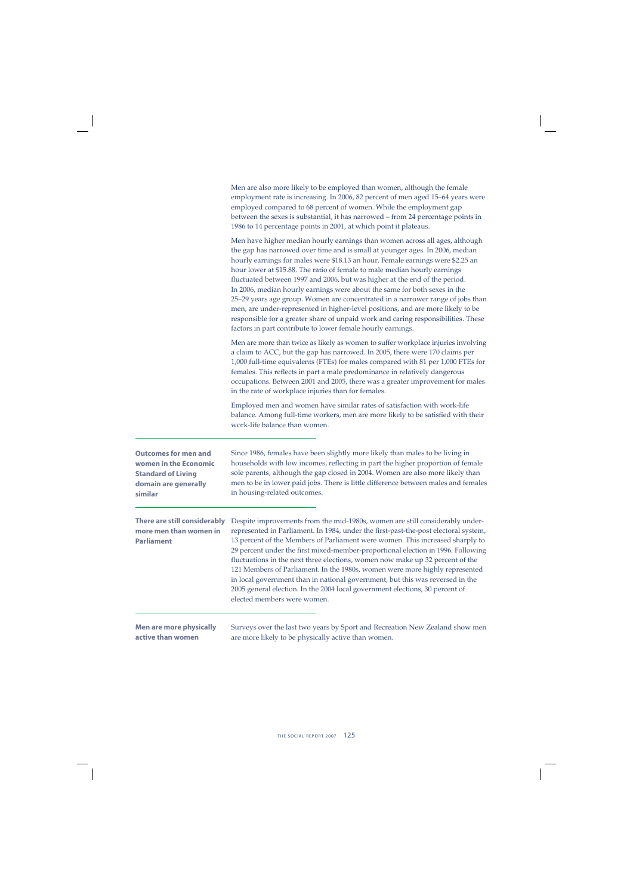Men are also more likely to be employed than women, although the female employment rate is increasing. In 2006, 82 percent of men aged 15–64 years were employed compared to 68 percent of women. While the employment gap between the sexes is substantial, it has narrowed – from 24 percentage points in 1986 to 14 percentage points in 2001, at which point it plateaus.

Men have higher median hourly earnings than women across all ages, although the gap has narrowed over time and is small at younger ages. In 2006, median hourly earnings for males were $18.13 an hour. Female earnings were $2.25 an hour lower at $15.88. The ratio of female to male median hourly earnings fluctuated between 1997 and 2006, but was higher at the end of the period. In 2006, median hourly earnings were about the same for both sexes in the 25–29 years age group. Women are concentrated in a narrower range of jobs than men, are under-represented in higher-level positions, and are more likely to be responsible for a greater share of unpaid work and caring responsibilities. These factors in part contribute to lower female hourly earnings.

Men are more than twice as likely as women to suffer workplace injuries involving a claim to ACC, but the gap has narrowed. In 2005, there were 170 claims per 1,000 full-time equivalents (FTEs) for males compared with 81 per 1,000 FTEs for females. This reflects in part a male predominance in relatively dangerous occupations. Between 2001 and 2005, there was a greater improvement for males in the rate of workplace injuries than for females.

Employed men and women have similar rates of satisfaction with work-life balance. Among full-time workers, men are more likely to be satisfied with their work-life balance than women.

**Outcomes for men and women in the Economic Standard of Living domain are generally similar**

Since 1986, females have been slightly more likely than males to be living in households with low incomes, reflecting in part the higher proportion of female sole parents, although the gap closed in 2004. Women are also more likely than men to be in lower paid jobs. There is little difference between males and females in housing-related outcomes.

**There are still considerably more men than women in Parliament**

Despite improvements from the mid-1980s, women are still considerably under-represented in Parliament. In 1984, under the first-past-the-post electoral system, 13 percent of the Members of Parliament were women. This increased sharply to 29 percent under the first mixed-member-proportional election in 1996. Following fluctuations in the next three elections, women now make up 32 percent of the 121 Members of Parliament. In the 1980s, women were more highly represented in local government than in national government, but this was reversed in the 2005 general election. In the 2004 local government elections, 30 percent of elected members were women.

**Men are more physically active than women**

Surveys over the last two years by Sport and Recreation New Zealand show men are more likely to be physically active than women.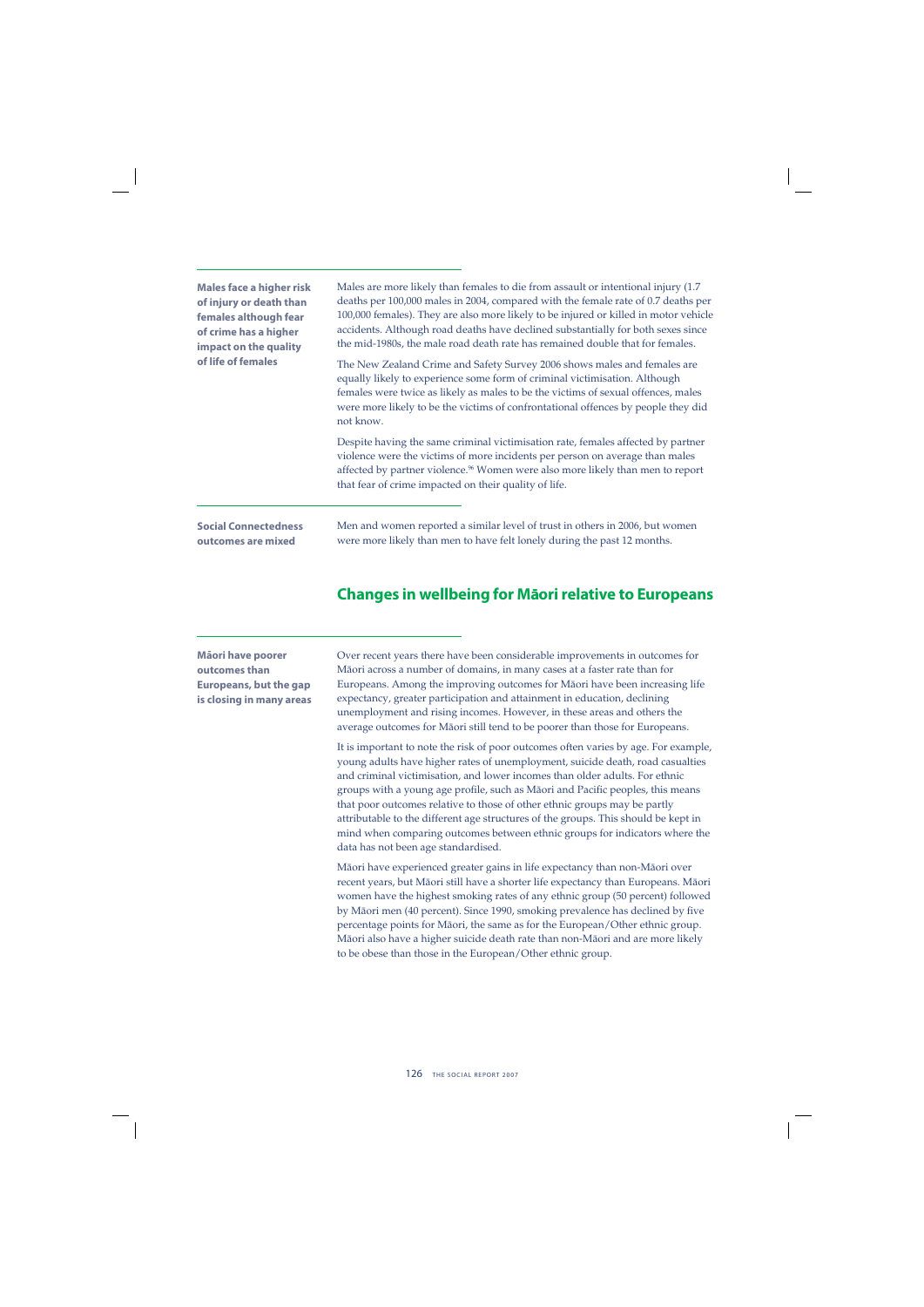**Males face a higher risk of injury or death than females although fear of crime has a higher impact on the quality of life of females**

Males are more likely than females to die from assault or intentional injury (1.7 deaths per 100,000 males in 2004, compared with the female rate of 0.7 deaths per 100,000 females). They are also more likely to be injured or killed in motor vehicle accidents. Although road deaths have declined substantially for both sexes since the mid-1980s, the male road death rate has remained double that for females.

The New Zealand Crime and Safety Survey 2006 shows males and females are equally likely to experience some form of criminal victimisation. Although females were twice as likely as males to be the victims of sexual offences, males were more likely to be the victims of confrontational offences by people they did not know.

Despite having the same criminal victimisation rate, females affected by partner violence were the victims of more incidents per person on average than males affected by partner violence.[36] Women were also more likely than men to report that fear of crime impacted on their quality of life.

**Social Connectedness outcomes are mixed**

Men and women reported a similar level of trust in others in 2006, but women were more likely than men to have felt lonely during the past 12 months.

## Changes in wellbeing for Māori relative to Europeans

**Māori have poorer outcomes than Europeans, but the gap is closing in many areas**

Over recent years there have been considerable improvements in outcomes for Māori across a number of domains, in many cases at a faster rate than for Europeans. Among the improving outcomes for Māori have been increasing life expectancy, greater participation and attainment in education, declining unemployment and rising incomes. However, in these areas and others the average outcomes for Māori still tend to be poorer than those for Europeans.

It is important to note the risk of poor outcomes often varies by age. For example, young adults have higher rates of unemployment, suicide death, road casualties and criminal victimisation, and lower incomes than older adults. For ethnic groups with a young age profile, such as Māori and Pacific peoples, this means that poor outcomes relative to those of other ethnic groups may be partly attributable to the different age structures of the groups. This should be kept in mind when comparing outcomes between ethnic groups for indicators where the data has not been age standardised.

Māori have experienced greater gains in life expectancy than non-Māori over recent years, but Māori still have a shorter life expectancy than Europeans. Māori women have the highest smoking rates of any ethnic group (50 percent) followed by Māori men (40 percent). Since 1990, smoking prevalence has declined by five percentage points for Māori, the same as for the European/Other ethnic group. Māori also have a higher suicide death rate than non-Māori and are more likely to be obese than those in the European/Other ethnic group.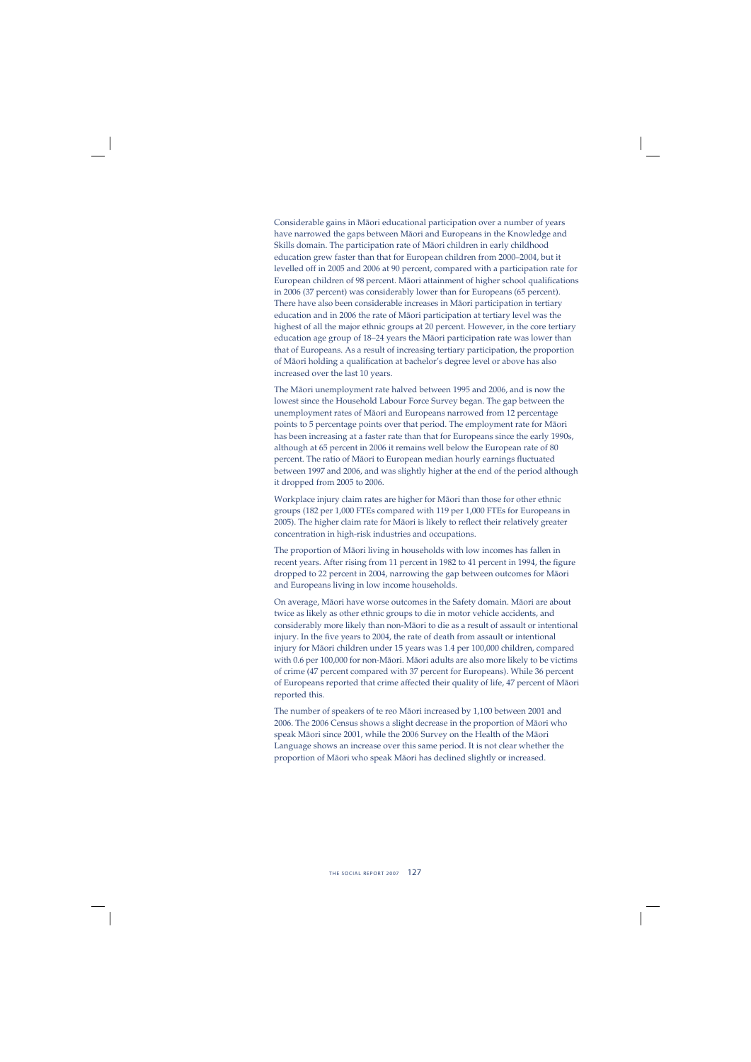Considerable gains in Māori educational participation over a number of years have narrowed the gaps between Māori and Europeans in the Knowledge and Skills domain. The participation rate of Māori children in early childhood education grew faster than that for European children from 2000–2004, but it levelled off in 2005 and 2006 at 90 percent, compared with a participation rate for European children of 98 percent. Māori attainment of higher school qualifications in 2006 (37 percent) was considerably lower than for Europeans (65 percent). There have also been considerable increases in Māori participation in tertiary education and in 2006 the rate of Māori participation at tertiary level was the highest of all the major ethnic groups at 20 percent. However, in the core tertiary education age group of 18–24 years the Māori participation rate was lower than that of Europeans. As a result of increasing tertiary participation, the proportion of Māori holding a qualification at bachelor's degree level or above has also increased over the last 10 years.

The Māori unemployment rate halved between 1995 and 2006, and is now the lowest since the Household Labour Force Survey began. The gap between the unemployment rates of Māori and Europeans narrowed from 12 percentage points to 5 percentage points over that period. The employment rate for Māori has been increasing at a faster rate than that for Europeans since the early 1990s, although at 65 percent in 2006 it remains well below the European rate of 80 percent. The ratio of Māori to European median hourly earnings fluctuated between 1997 and 2006, and was slightly higher at the end of the period although it dropped from 2005 to 2006.

Workplace injury claim rates are higher for Māori than those for other ethnic groups (182 per 1,000 FTEs compared with 119 per 1,000 FTEs for Europeans in 2005). The higher claim rate for Māori is likely to reflect their relatively greater concentration in high-risk industries and occupations.

The proportion of Māori living in households with low incomes has fallen in recent years. After rising from 11 percent in 1982 to 41 percent in 1994, the figure dropped to 22 percent in 2004, narrowing the gap between outcomes for Māori and Europeans living in low income households.

On average, Māori have worse outcomes in the Safety domain. Māori are about twice as likely as other ethnic groups to die in motor vehicle accidents, and considerably more likely than non-Māori to die as a result of assault or intentional injury. In the five years to 2004, the rate of death from assault or intentional injury for Māori children under 15 years was 1.4 per 100,000 children, compared with 0.6 per 100,000 for non-Māori. Māori adults are also more likely to be victims of crime (47 percent compared with 37 percent for Europeans). While 36 percent of Europeans reported that crime affected their quality of life, 47 percent of Māori reported this.

The number of speakers of te reo Māori increased by 1,100 between 2001 and 2006. The 2006 Census shows a slight decrease in the proportion of Māori who speak Māori since 2001, while the 2006 Survey on the Health of the Māori Language shows an increase over this same period. It is not clear whether the proportion of Māori who speak Māori has declined slightly or increased.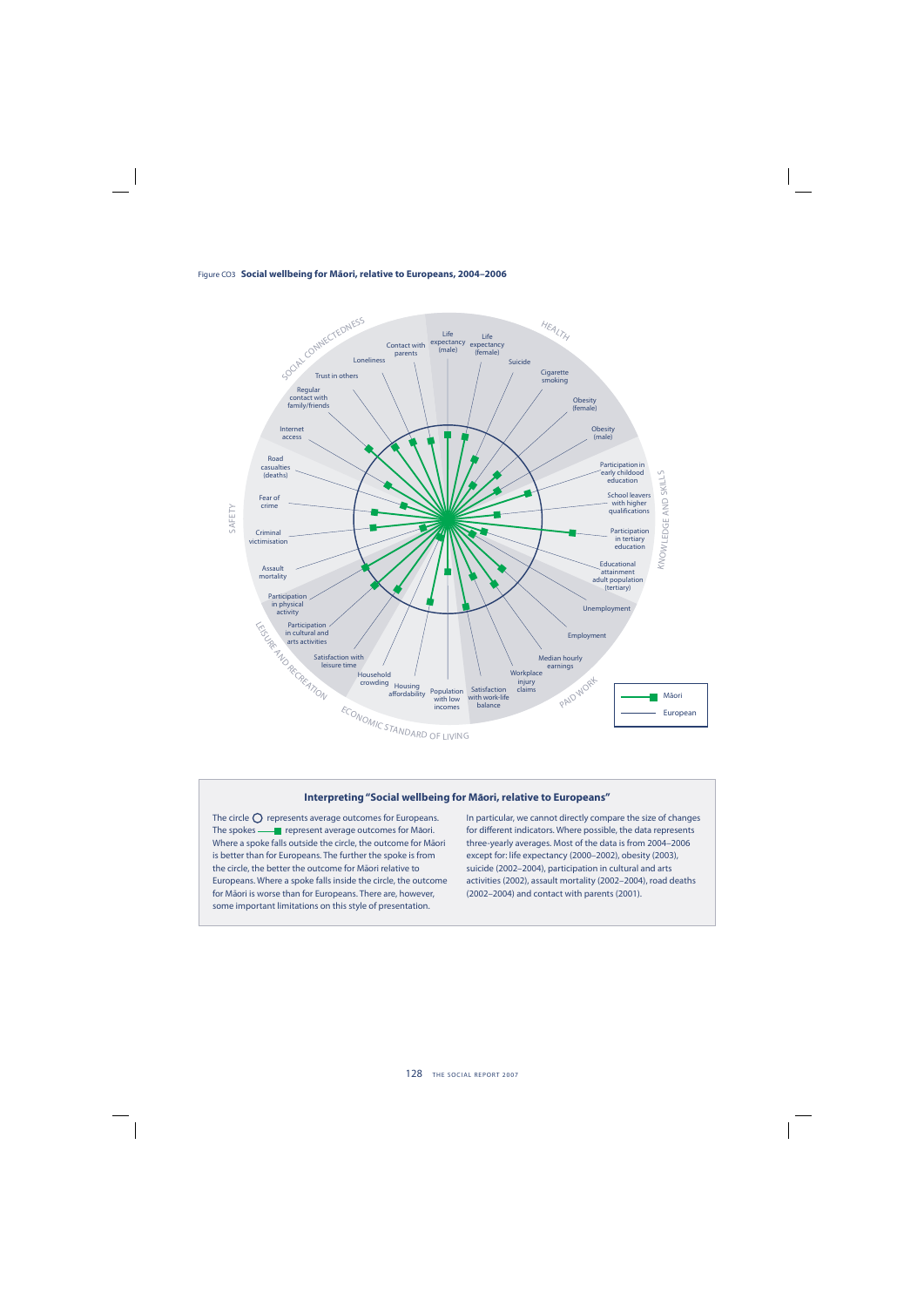Figure CO3 **Social wellbeing for Māori, relative to Europeans, 2004–2006**

SOCIAL CONNECTEDNESS — Contact with parents; Loneliness; Trust in others; Regular contact with family/friends; Internet access

HEALTH — Life expectancy (male); Life expectancy (female); Suicide; Cigarette smoking; Obesity (female); Obesity (male)

KNOWLEDGE AND SKILLS — Participation in early childood education; School leavers with higher qualifications; Participation in tertiary education; Educational attainment adult population (tertiary)

PAID WORK — Unemployment; Employment; Median hourly earnings; Workplace injury claims; Satisfaction with work-life balance

ECONOMIC STANDARD OF LIVING — Population with low incomes; Housing affordability; Household crowding

LEISURE AND RECREATION — Satisfaction with leisure time; Participation in cultural and arts activities; Participation in physical activity

SAFETY — Assault mortality; Criminal victimisation; Fear of crime; Road casualties (deaths)

Legend: Māori; European

### Interpreting "Social wellbeing for Māori, relative to Europeans"

The circle ○ represents average outcomes for Europeans. The spokes ■ represent average outcomes for Māori. Where a spoke falls outside the circle, the outcome for Māori is better than for Europeans. The further the spoke is from the circle, the better the outcome for Māori relative to Europeans. Where a spoke falls inside the circle, the outcome for Māori is worse than for Europeans. There are, however, some important limitations on this style of presentation.

In particular, we cannot directly compare the size of changes for different indicators. Where possible, the data represents three-yearly averages. Most of the data is from 2004–2006 except for: life expectancy (2000–2002), obesity (2003), suicide (2002–2004), participation in cultural and arts activities (2002), assault mortality (2002–2004), road deaths (2002–2004) and contact with parents (2001).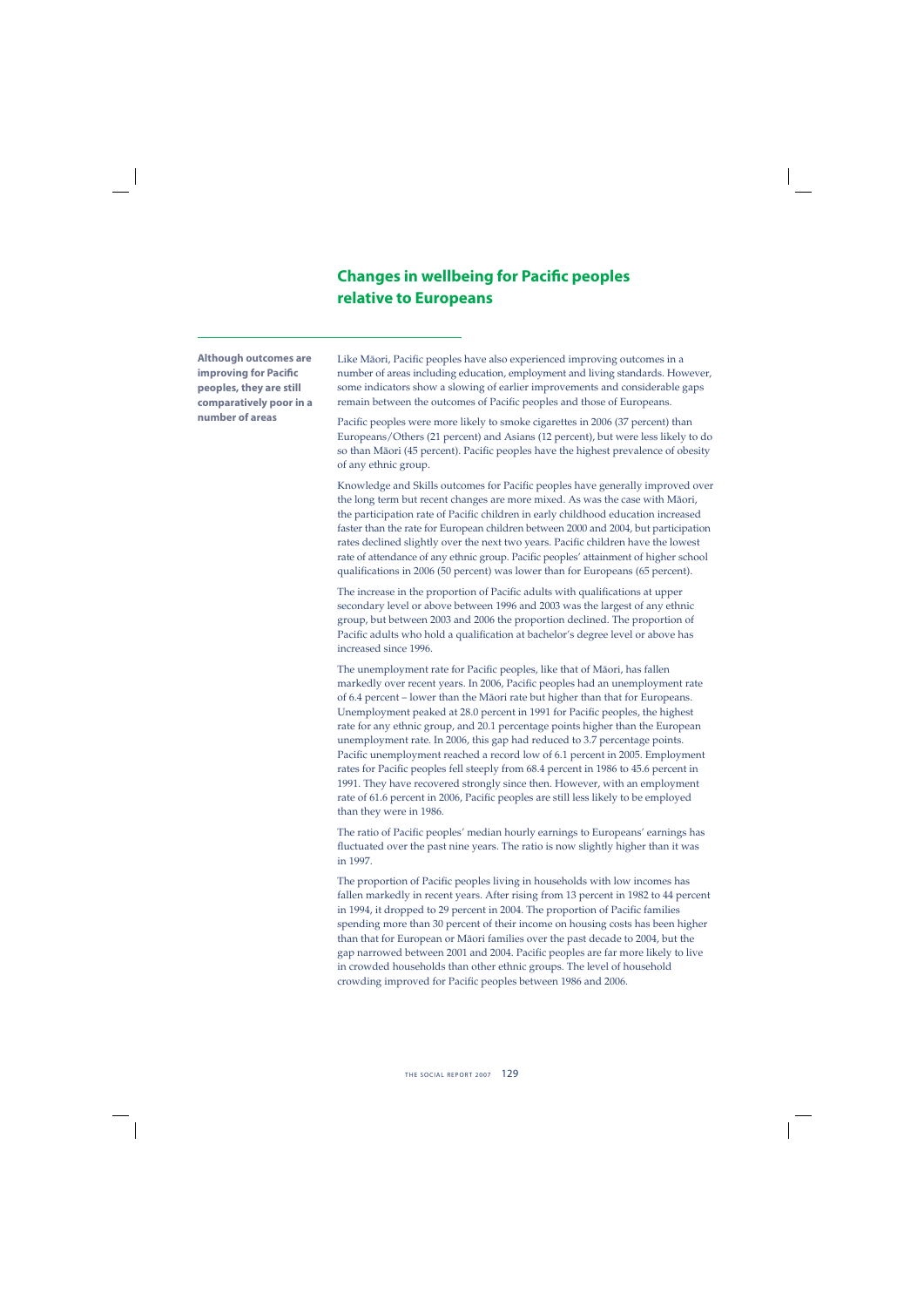# Changes in wellbeing for Pacific peoples relative to Europeans

**Although outcomes are improving for Pacific peoples, they are still comparatively poor in a number of areas**

Like Māori, Pacific peoples have also experienced improving outcomes in a number of areas including education, employment and living standards. However, some indicators show a slowing of earlier improvements and considerable gaps remain between the outcomes of Pacific peoples and those of Europeans.

Pacific peoples were more likely to smoke cigarettes in 2006 (37 percent) than Europeans/Others (21 percent) and Asians (12 percent), but were less likely to do so than Māori (45 percent). Pacific peoples have the highest prevalence of obesity of any ethnic group.

Knowledge and Skills outcomes for Pacific peoples have generally improved over the long term but recent changes are more mixed. As was the case with Māori, the participation rate of Pacific children in early childhood education increased faster than the rate for European children between 2000 and 2004, but participation rates declined slightly over the next two years. Pacific children have the lowest rate of attendance of any ethnic group. Pacific peoples' attainment of higher school qualifications in 2006 (50 percent) was lower than for Europeans (65 percent).

The increase in the proportion of Pacific adults with qualifications at upper secondary level or above between 1996 and 2003 was the largest of any ethnic group, but between 2003 and 2006 the proportion declined. The proportion of Pacific adults who hold a qualification at bachelor's degree level or above has increased since 1996.

The unemployment rate for Pacific peoples, like that of Māori, has fallen markedly over recent years. In 2006, Pacific peoples had an unemployment rate of 6.4 percent – lower than the Māori rate but higher than that for Europeans. Unemployment peaked at 28.0 percent in 1991 for Pacific peoples, the highest rate for any ethnic group, and 20.1 percentage points higher than the European unemployment rate. In 2006, this gap had reduced to 3.7 percentage points. Pacific unemployment reached a record low of 6.1 percent in 2005. Employment rates for Pacific peoples fell steeply from 68.4 percent in 1986 to 45.6 percent in 1991. They have recovered strongly since then. However, with an employment rate of 61.6 percent in 2006, Pacific peoples are still less likely to be employed than they were in 1986.

The ratio of Pacific peoples' median hourly earnings to Europeans' earnings has fluctuated over the past nine years. The ratio is now slightly higher than it was in 1997.

The proportion of Pacific peoples living in households with low incomes has fallen markedly in recent years. After rising from 13 percent in 1982 to 44 percent in 1994, it dropped to 29 percent in 2004. The proportion of Pacific families spending more than 30 percent of their income on housing costs has been higher than that for European or Māori families over the past decade to 2004, but the gap narrowed between 2001 and 2004. Pacific peoples are far more likely to live in crowded households than other ethnic groups. The level of household crowding improved for Pacific peoples between 1986 and 2006.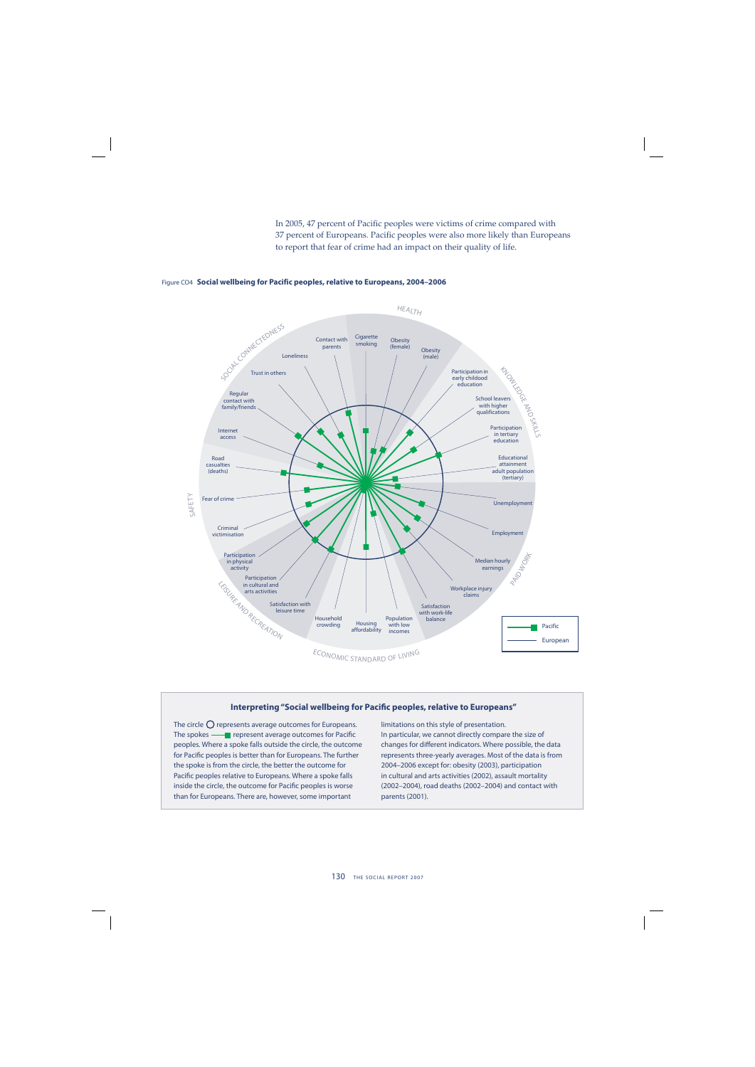In 2005, 47 percent of Pacific peoples were victims of crime compared with 37 percent of Europeans. Pacific peoples were also more likely than Europeans to report that fear of crime had an impact on their quality of life.

Figure CO4 **Social wellbeing for Pacific peoples, relative to Europeans, 2004–2006**

### Interpreting "Social wellbeing for Pacific peoples, relative to Europeans"

The circle represents average outcomes for Europeans. The spokes represent average outcomes for Pacific peoples. Where a spoke falls outside the circle, the outcome for Pacific peoples is better than for Europeans. The further the spoke is from the circle, the better the outcome for Pacific peoples relative to Europeans. Where a spoke falls inside the circle, the outcome for Pacific peoples is worse than for Europeans. There are, however, some important limitations on this style of presentation. In particular, we cannot directly compare the size of changes for different indicators. Where possible, the data represents three-yearly averages. Most of the data is from 2004–2006 except for: obesity (2003), participation in cultural and arts activities (2002), assault mortality (2002–2004), road deaths (2002–2004) and contact with parents (2001).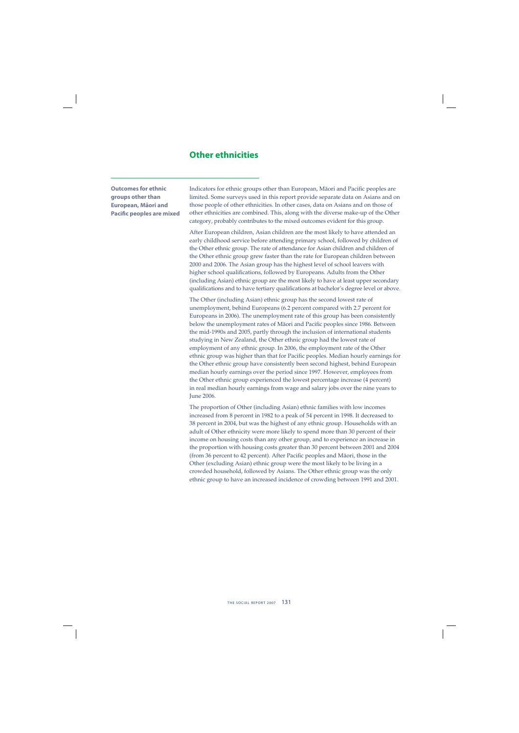## Other ethnicities

**Outcomes for ethnic groups other than European, Māori and Pacific peoples are mixed**

Indicators for ethnic groups other than European, Māori and Pacific peoples are limited. Some surveys used in this report provide separate data on Asians and on those people of other ethnicities. In other cases, data on Asians and on those of other ethnicities are combined. This, along with the diverse make-up of the Other category, probably contributes to the mixed outcomes evident for this group.

After European children, Asian children are the most likely to have attended an early childhood service before attending primary school, followed by children of the Other ethnic group. The rate of attendance for Asian children and children of the Other ethnic group grew faster than the rate for European children between 2000 and 2006. The Asian group has the highest level of school leavers with higher school qualifications, followed by Europeans. Adults from the Other (including Asian) ethnic group are the most likely to have at least upper secondary qualifications and to have tertiary qualifications at bachelor's degree level or above.

The Other (including Asian) ethnic group has the second lowest rate of unemployment, behind Europeans (6.2 percent compared with 2.7 percent for Europeans in 2006). The unemployment rate of this group has been consistently below the unemployment rates of Māori and Pacific peoples since 1986. Between the mid-1990s and 2005, partly through the inclusion of international students studying in New Zealand, the Other ethnic group had the lowest rate of employment of any ethnic group. In 2006, the employment rate of the Other ethnic group was higher than that for Pacific peoples. Median hourly earnings for the Other ethnic group have consistently been second highest, behind European median hourly earnings over the period since 1997. However, employees from the Other ethnic group experienced the lowest percentage increase (4 percent) in real median hourly earnings from wage and salary jobs over the nine years to June 2006.

The proportion of Other (including Asian) ethnic families with low incomes increased from 8 percent in 1982 to a peak of 54 percent in 1998. It decreased to 38 percent in 2004, but was the highest of any ethnic group. Households with an adult of Other ethnicity were more likely to spend more than 30 percent of their income on housing costs than any other group, and to experience an increase in the proportion with housing costs greater than 30 percent between 2001 and 2004 (from 36 percent to 42 percent). After Pacific peoples and Māori, those in the Other (excluding Asian) ethnic group were the most likely to be living in a crowded household, followed by Asians. The Other ethnic group was the only ethnic group to have an increased incidence of crowding between 1991 and 2001.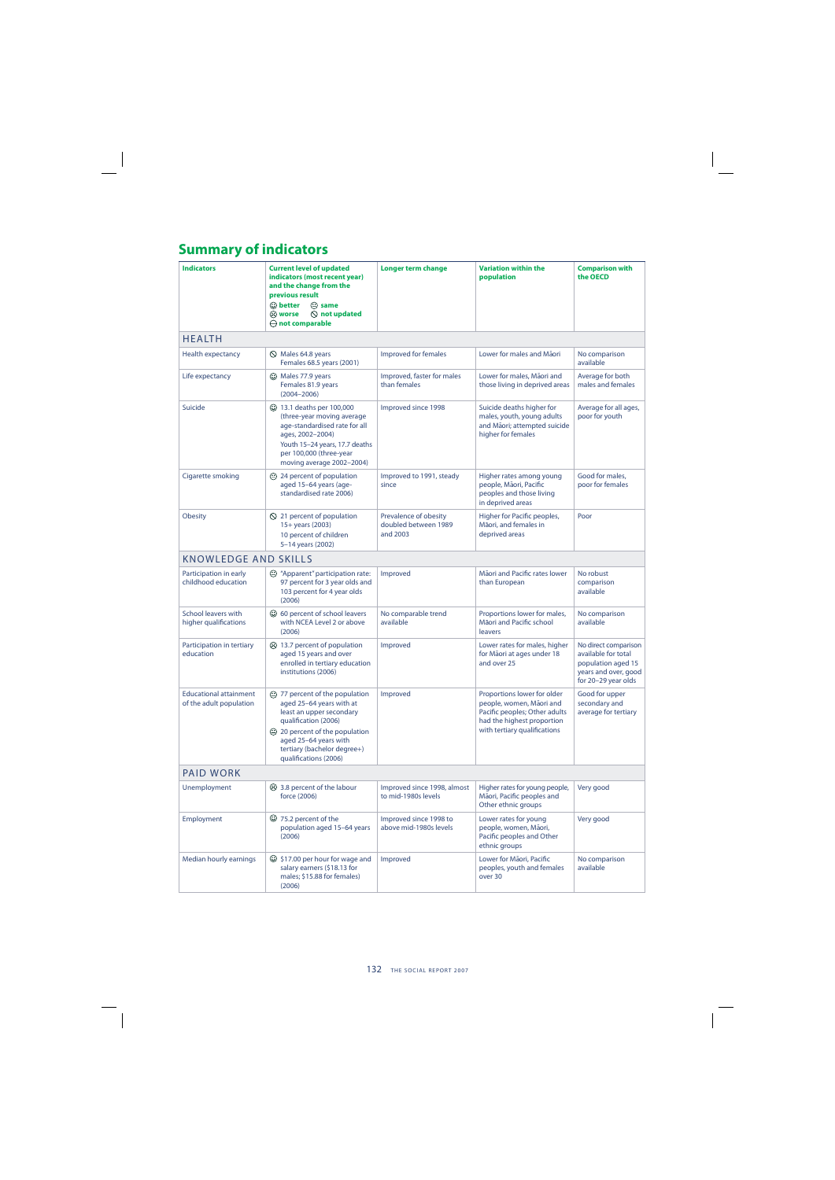# Summary of indicators

| Indicators | Current level of updated indicators (most recent year) and the change from the previous result<br>☺ better ☺ same<br>☹ worse ⊘ not updated<br>⊖ not comparable | Longer term change | Variation within the population | Comparison with the OECD |
|---|---|---|---|---|
| **HEALTH** | | | | |
| Health expectancy | ⊘ Males 64.8 years<br>Females 68.5 years (2001) | Improved for females | Lower for males and Māori | No comparison available |
| Life expectancy | ☺ Males 77.9 years<br>Females 81.9 years (2004–2006) | Improved, faster for males than females | Lower for males, Māori and those living in deprived areas | Average for both males and females |
| Suicide | ☺ 13.1 deaths per 100,000 (three-year moving average age-standardised rate for all ages, 2002–2004)<br>Youth 15–24 years, 17.7 deaths per 100,000 (three-year moving average 2002–2004) | Improved since 1998 | Suicide deaths higher for males, youth, young adults and Māori; attempted suicide higher for females | Average for all ages, poor for youth |
| Cigarette smoking | ☺ 24 percent of population aged 15–64 years (age-standardised rate 2006) | Improved to 1991, steady since | Higher rates among young people, Māori, Pacific peoples and those living in deprived areas | Good for males, poor for females |
| Obesity | ⊘ 21 percent of population 15+ years (2003)<br>10 percent of children 5–14 years (2002) | Prevalence of obesity doubled between 1989 and 2003 | Higher for Pacific peoples, Māori, and females in deprived areas | Poor |
| **KNOWLEDGE AND SKILLS** | | | | |
| Participation in early childhood education | ☺ "Apparent" participation rate: 97 percent for 3 year olds and 103 percent for 4 year olds (2006) | Improved | Māori and Pacific rates lower than European | No robust comparison available |
| School leavers with higher qualifications | ☺ 60 percent of school leavers with NCEA Level 2 or above (2006) | No comparable trend available | Proportions lower for males, Māori and Pacific school leavers | No comparison available |
| Participation in tertiary education | ☹ 13.7 percent of population aged 15 years and over enrolled in tertiary education institutions (2006) | Improved | Lower rates for males, higher for Māori at ages under 18 and over 25 | No direct comparison available for total population aged 15 years and over, good for 20–29 year olds |
| Educational attainment of the adult population | ☺ 77 percent of the population aged 25–64 years with at least an upper secondary qualification (2006)<br>☺ 20 percent of the population aged 25–64 years with tertiary (bachelor degree+) qualifications (2006) | Improved | Proportions lower for older people, women, Māori and Pacific peoples; Other adults had the highest proportion with tertiary qualifications | Good for upper secondary and average for tertiary |
| **PAID WORK** | | | | |
| Unemployment | ☹ 3.8 percent of the labour force (2006) | Improved since 1998, almost to mid-1980s levels | Higher rates for young people, Māori, Pacific peoples and Other ethnic groups | Very good |
| Employment | ☺ 75.2 percent of the population aged 15–64 years (2006) | Improved since 1998 to above mid-1980s levels | Lower rates for young people, women, Māori, Pacific peoples and Other ethnic groups | Very good |
| Median hourly earnings | ☺ $17.00 per hour for wage and salary earners ($18.13 for males; $15.88 for females) (2006) | Improved | Lower for Māori, Pacific peoples, youth and females over 30 | No comparison available |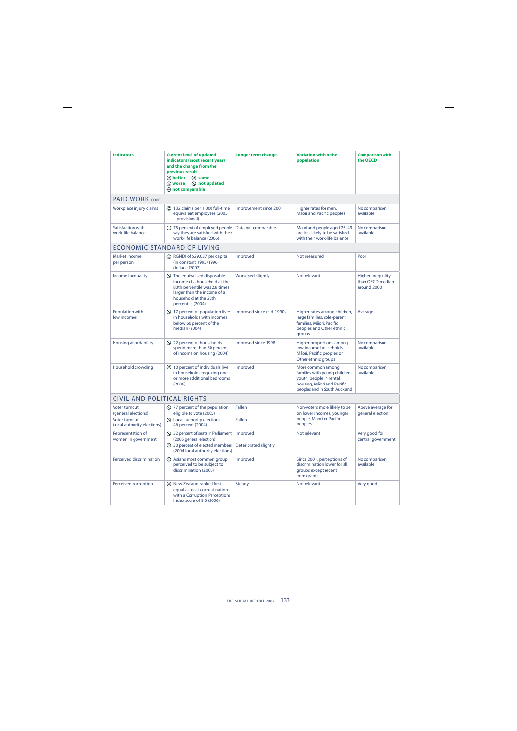| Indicators | Current level of updated indicators (most recent year) and the change from the previous result ☺ better ☹ same ☹ worse ⊘ not updated ⊖ not comparable | Longer term change | Variation within the population | Comparison with the OECD |
|---|---|---|---|---|
| **PAID WORK** CONT. | | | | |
| Workplace injury claims | ☺ 132 claims per 1,000 full-time equivalent employees (2005 – provisional) | Improvement since 2001 | Higher rates for men, Māori and Pacific peoples | No comparison available |
| Satisfaction with work-life balance | ⊖ 75 percent of employed people say they are satisfied with their work-life balance (2006) | Data not comparable | Māori and people aged 25–49 are less likely to be satisfied with their work-life balance | No comparison available |
| **ECONOMIC STANDARD OF LIVING** | | | | |
| Market income per person | ☹ RGNDI of $29,037 per capita (in constant 1995/1996 dollars) (2007) | Improved | Not measured | Poor |
| Income inequality | ⊘ The equivalised disposable income of a household at the 80th percentile was 2.8 times larger than the income of a household at the 20th percentile (2004) | Worsened slightly | Not relevant | Higher inequality than OECD median around 2000 |
| Population with low incomes | ⊘ 17 percent of population lives in households with incomes below 60 percent of the median (2004) | Improved since mid-1990s | Higher rates among children, large families, sole-parent families, Māori, Pacific peoples and Other ethnic groups | Average |
| Housing affordability | ⊘ 22 percent of households spend more than 30 percent of income on housing (2004) | Improved since 1998 | Higher proportions among low-income households, Māori, Pacific peoples or Other ethnic groups | No comparison available |
| Household crowding | ☹ 10 percent of individuals live in households requiring one or more additional bedrooms (2006) | Improved | More common among families with young children, youth, people in rental housing, Māori and Pacific peoples and in South Auckland | No comparison available |
| **CIVIL AND POLITICAL RIGHTS** | | | | |
| Voter turnout (general elections) | ⊘ 77 percent of the population eligible to vote (2005) | Fallen | Non-voters more likely to be on lower incomes, younger people, Māori or Pacific peoples | Above average for general election |
| Voter turnout (local authority elections) | ⊘ Local authority elections 46 percent (2004) | Fallen | | |
| Representation of women in government | ⊘ 32 percent of seats in Parliament (2005 general election) | Improved | Not relevant | Very good for central government |
| | ⊘ 30 percent of elected members (2004 local authority elections) | Deteriorated slightly | | |
| Perceived discrimination | ⊘ Asians most common group perceived to be subject to discrimination (2006) | Improved | Since 2001, perceptions of discrimination lower for all groups except recent immigrants | No comparison available |
| Perceived corruption | ☹ New Zealand ranked first equal as least corrupt nation with a Corruption Perceptions Index score of 9.6 (2006) | Steady | Not relevant | Very good |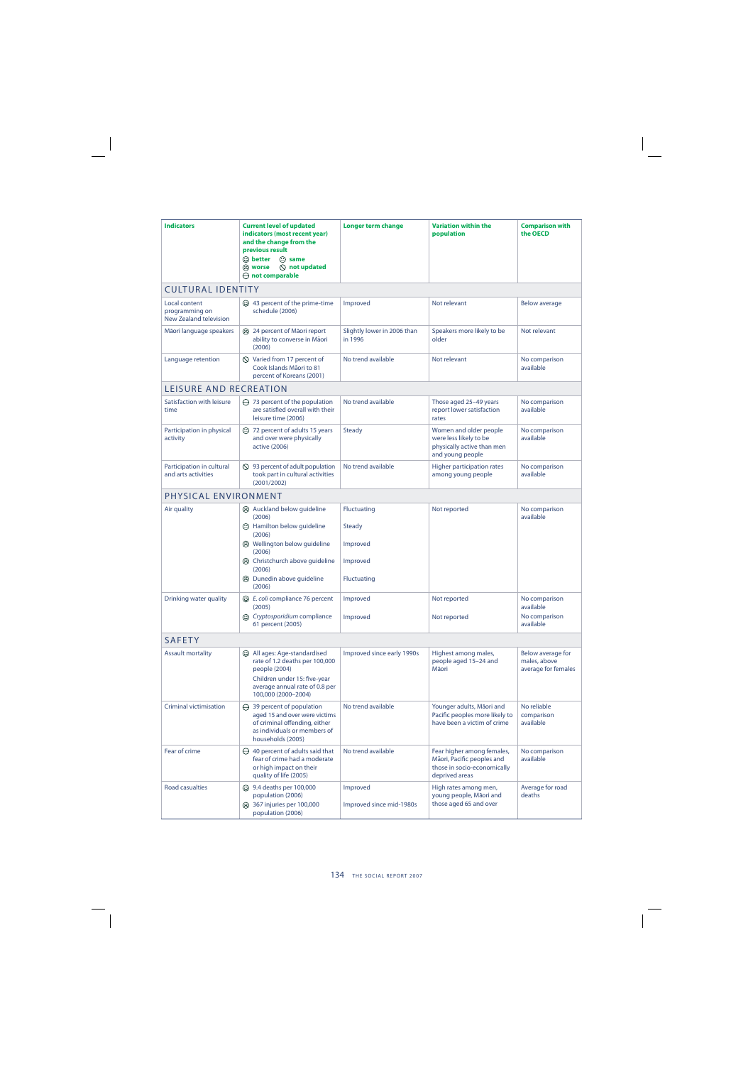| Indicators | Current level of updated indicators (most recent year) and the change from the previous result<br>☺ better ☺ same<br>☹ worse ⊘ not updated<br>⊖ not comparable | Longer term change | Variation within the population | Comparison with the OECD |
|---|---|---|---|---|
| **CULTURAL IDENTITY** | | | | |
| Local content programming on New Zealand television | ☺ 43 percent of the prime-time schedule (2006) | Improved | Not relevant | Below average |
| Māori language speakers | ☹ 24 percent of Māori report ability to converse in Māori (2006) | Slightly lower in 2006 than in 1996 | Speakers more likely to be older | Not relevant |
| Language retention | ⊘ Varied from 17 percent of Cook Islands Māori to 81 percent of Koreans (2001) | No trend available | Not relevant | No comparison available |
| **LEISURE AND RECREATION** | | | | |
| Satisfaction with leisure time | ⊖ 73 percent of the population are satisfied overall with their leisure time (2006) | No trend available | Those aged 25–49 years report lower satisfaction rates | No comparison available |
| Participation in physical activity | ☺ 72 percent of adults 15 years and over were physically active (2006) | Steady | Women and older people were less likely to be physically active than men and young people | No comparison available |
| Participation in cultural and arts activities | ⊘ 93 percent of adult population took part in cultural activities (2001/2002) | No trend available | Higher participation rates among young people | No comparison available |
| **PHYSICAL ENVIRONMENT** | | | | |
| Air quality | ☹ Auckland below guideline (2006)<br>☺ Hamilton below guideline (2006)<br>☹ Wellington below guideline (2006)<br>☹ Christchurch above guideline (2006)<br>☹ Dunedin above guideline (2006) | Fluctuating<br>Steady<br>Improved<br>Improved<br>Fluctuating | Not reported | No comparison available |
| Drinking water quality | ☺ *E. coli* compliance 76 percent (2005)<br>☺ *Cryptosporidium* compliance 61 percent (2005) | Improved<br>Improved | Not reported<br>Not reported | No comparison available<br>No comparison available |
| **SAFETY** | | | | |
| Assault mortality | ☺ All ages: Age-standardised rate of 1.2 deaths per 100,000 people (2004)<br>Children under 15: five-year average annual rate of 0.8 per 100,000 (2000–2004) | Improved since early 1990s | Highest among males, people aged 15–24 and Māori | Below average for males, above average for females |
| Criminal victimisation | ⊖ 39 percent of population aged 15 and over were victims of criminal offending, either as individuals or members of households (2005) | No trend available | Younger adults, Māori and Pacific peoples more likely to have been a victim of crime | No reliable comparison available |
| Fear of crime | ⊖ 40 percent of adults said that fear of crime had a moderate or high impact on their quality of life (2005) | No trend available | Fear higher among females, Māori, Pacific peoples and those in socio-economically deprived areas | No comparison available |
| Road casualties | ☺ 9.4 deaths per 100,000 population (2006)<br>☹ 367 injuries per 100,000 population (2006) | Improved<br>Improved since mid-1980s | High rates among men, young people, Māori and those aged 65 and over | Average for road deaths |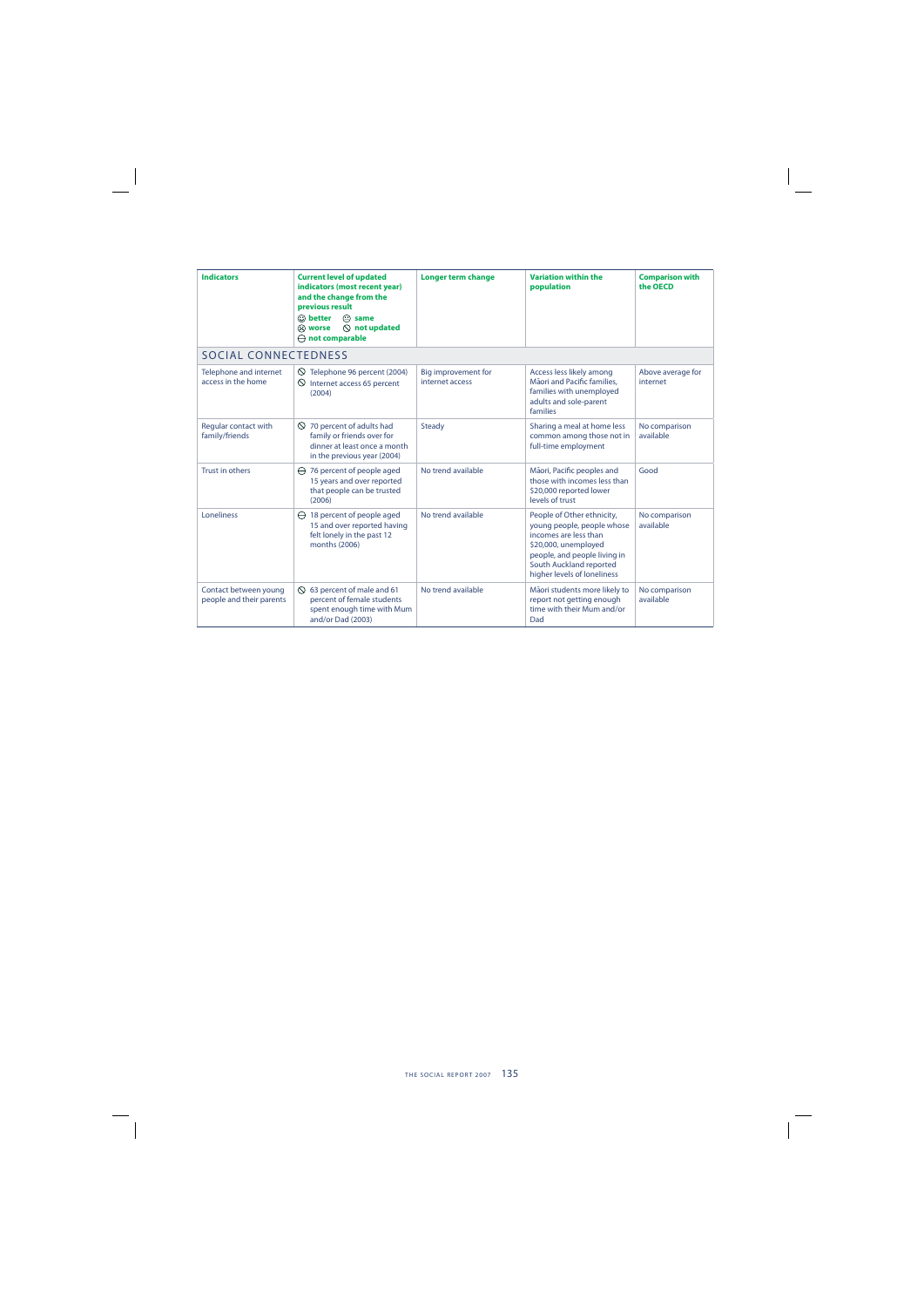| Indicators | Current level of updated indicators (most recent year) and the change from the previous result ☺ better ☺ same ☹ worse ⊘ not updated ⊖ not comparable | Longer term change | Variation within the population | Comparison with the OECD |
|---|---|---|---|---|
| SOCIAL CONNECTEDNESS | | | | |
| Telephone and internet access in the home | ⊘ Telephone 96 percent (2004) ⊘ Internet access 65 percent (2004) | Big improvement for internet access | Access less likely among Māori and Pacific families, families with unemployed adults and sole-parent families | Above average for internet |
| Regular contact with family/friends | ⊘ 70 percent of adults had family or friends over for dinner at least once a month in the previous year (2004) | Steady | Sharing a meal at home less common among those not in full-time employment | No comparison available |
| Trust in others | ⊖ 76 percent of people aged 15 years and over reported that people can be trusted (2006) | No trend available | Māori, Pacific peoples and those with incomes less than $20,000 reported lower levels of trust | Good |
| Loneliness | ⊖ 18 percent of people aged 15 and over reported having felt lonely in the past 12 months (2006) | No trend available | People of Other ethnicity, young people, people whose incomes are less than $20,000, unemployed people, and people living in South Auckland reported higher levels of loneliness | No comparison available |
| Contact between young people and their parents | ⊘ 63 percent of male and 61 percent of female students spent enough time with Mum and/or Dad (2003) | No trend available | Māori students more likely to report not getting enough time with their Mum and/or Dad | No comparison available |